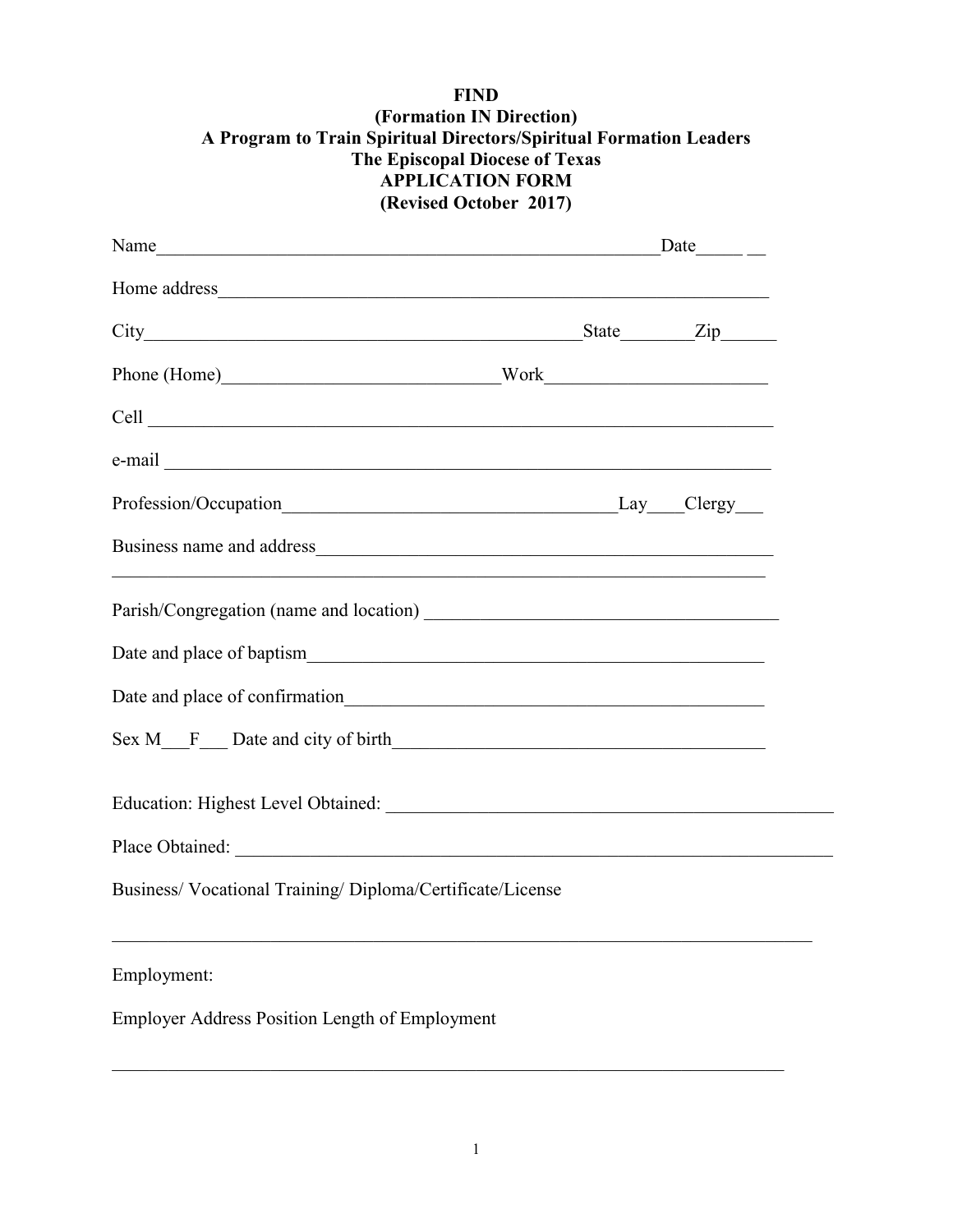**FIND**
**(Formation IN Direction)**
**A Program to Train Spiritual Directors/Spiritual Formation Leaders**
**The Episcopal Diocese of Texas**
**APPLICATION FORM**
**(Revised October 2017)**

Name_______________________________________________________Date_____ __

Home address____________________________________________________________

City_____________________________________________State________Zip______

Phone (Home)_____________________________Work_______________________

Cell ______________________________________________________________

e-mail _____________________________________________________________

Profession/Occupation____________________________________Lay___Clergy___

Business name and address________________________________________________

____________________________________________________________________

Parish/Congregation (name and location) ____________________________________

Date and place of baptism_________________________________________________

Date and place of confirmation_____________________________________________

Sex M___F___ Date and city of birth________________________________________

Education: Highest Level Obtained: ______________________________________________

Place Obtained: ______________________________________________________________

Business/ Vocational Training/ Diploma/Certificate/License

____________________________________________________________________________

Employment:

Employer Address Position Length of Employment

__________________________________________________________________________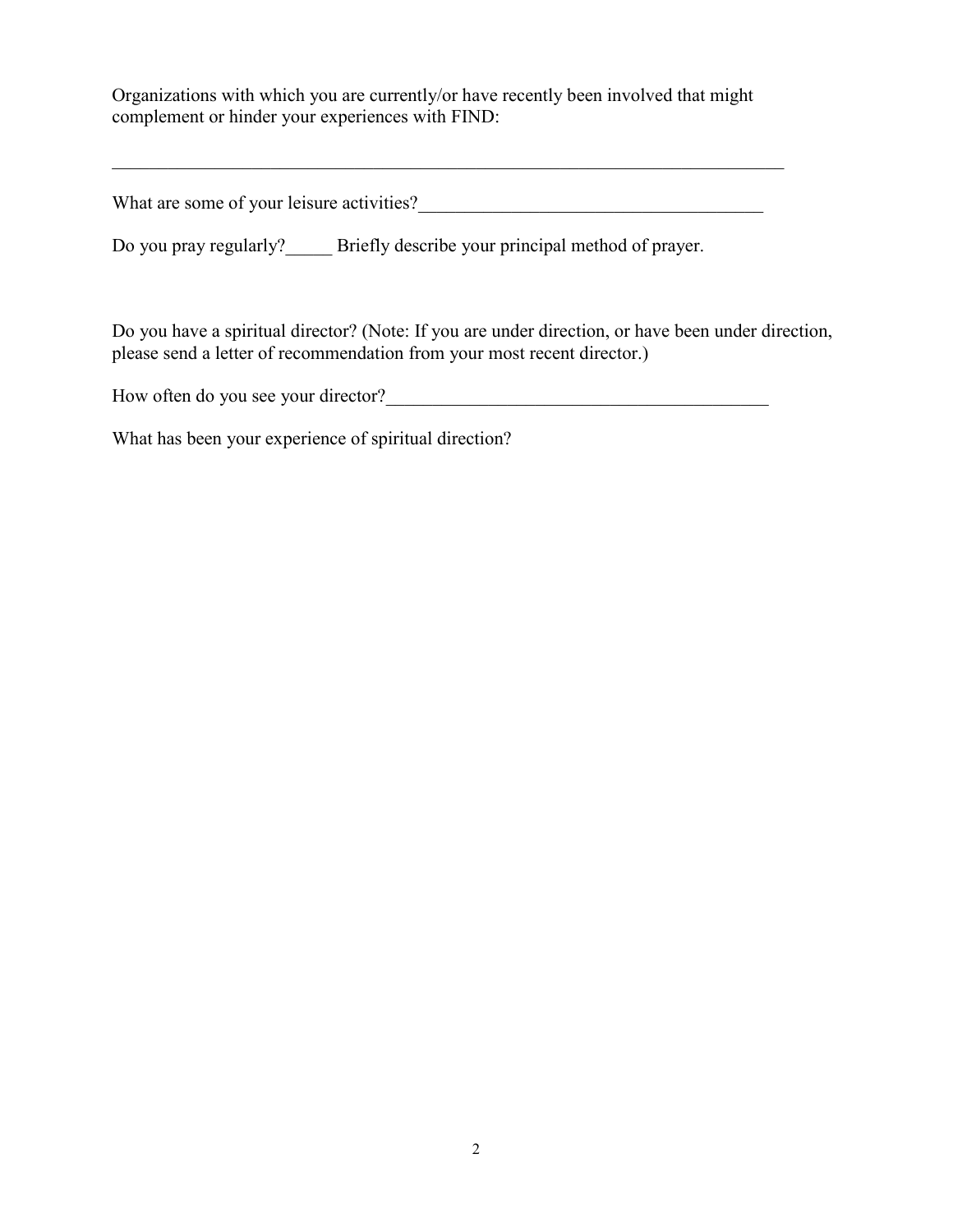Organizations with which you are currently/or have recently been involved that might complement or hinder your experiences with FIND:

_____________________________________________________________________________

What are some of your leisure activities?_____________________________________

Do you pray regularly?_____ Briefly describe your principal method of prayer.

Do you have a spiritual director? (Note: If you are under direction, or have been under direction, please send a letter of recommendation from your most recent director.)

How often do you see your director?__________________________________________

What has been your experience of spiritual direction?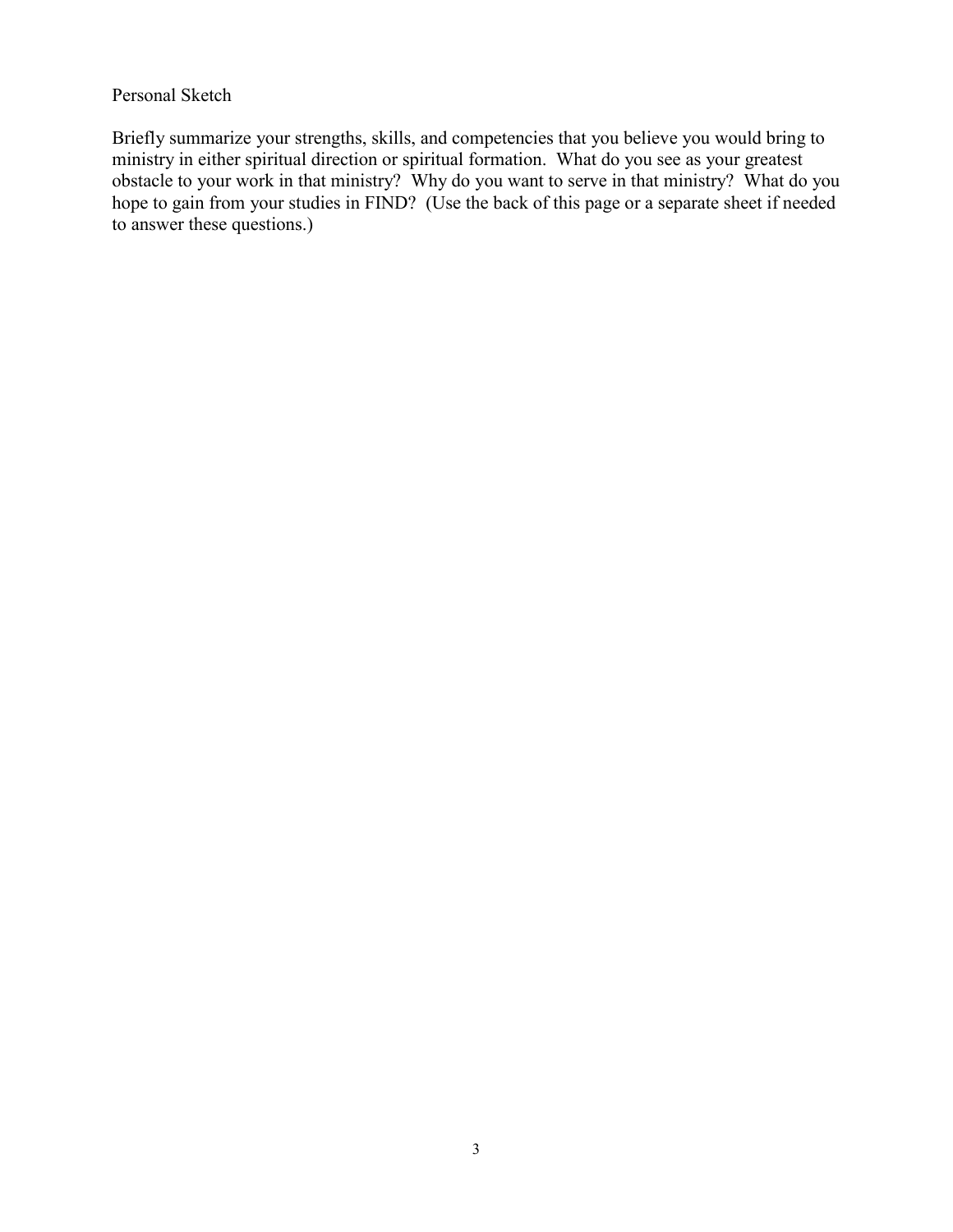## Personal Sketch

Briefly summarize your strengths, skills, and competencies that you believe you would bring to ministry in either spiritual direction or spiritual formation. What do you see as your greatest obstacle to your work in that ministry? Why do you want to serve in that ministry? What do you hope to gain from your studies in FIND? (Use the back of this page or a separate sheet if needed to answer these questions.)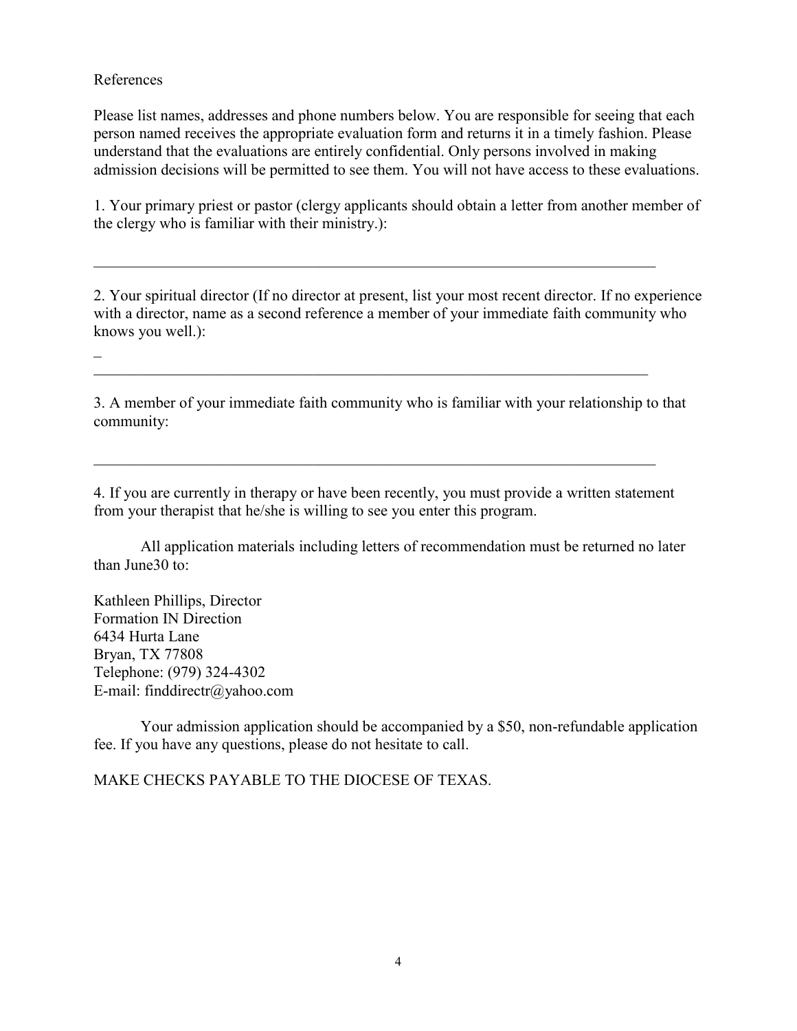References

Please list names, addresses and phone numbers below. You are responsible for seeing that each person named receives the appropriate evaluation form and returns it in a timely fashion. Please understand that the evaluations are entirely confidential. Only persons involved in making admission decisions will be permitted to see them. You will not have access to these evaluations.

1. Your primary priest or pastor (clergy applicants should obtain a letter from another member of the clergy who is familiar with their ministry.):

\_\_\_\_\_\_\_\_\_\_\_\_\_\_\_\_\_\_\_\_\_\_\_\_\_\_\_\_\_\_\_\_\_\_\_\_\_\_\_\_\_\_\_\_\_\_\_\_\_\_\_\_\_\_\_\_\_\_\_\_\_\_\_\_\_\_\_\_\_\_\_\_

2. Your spiritual director (If no director at present, list your most recent director. If no experience with a director, name as a second reference a member of your immediate faith community who knows you well.):

\_

\_\_\_\_\_\_\_\_\_\_\_\_\_\_\_\_\_\_\_\_\_\_\_\_\_\_\_\_\_\_\_\_\_\_\_\_\_\_\_\_\_\_\_\_\_\_\_\_\_\_\_\_\_\_\_\_\_\_\_\_\_\_\_\_\_\_\_\_\_\_\_

3. A member of your immediate faith community who is familiar with your relationship to that community:

\_\_\_\_\_\_\_\_\_\_\_\_\_\_\_\_\_\_\_\_\_\_\_\_\_\_\_\_\_\_\_\_\_\_\_\_\_\_\_\_\_\_\_\_\_\_\_\_\_\_\_\_\_\_\_\_\_\_\_\_\_\_\_\_\_\_\_\_\_\_\_\_

4. If you are currently in therapy or have been recently, you must provide a written statement from your therapist that he/she is willing to see you enter this program.

All application materials including letters of recommendation must be returned no later than June30 to:

Kathleen Phillips, Director  
Formation IN Direction  
6434 Hurta Lane  
Bryan, TX 77808  
Telephone: (979) 324-4302  
E-mail: finddirectr@yahoo.com

Your admission application should be accompanied by a $50, non-refundable application fee. If you have any questions, please do not hesitate to call.

MAKE CHECKS PAYABLE TO THE DIOCESE OF TEXAS.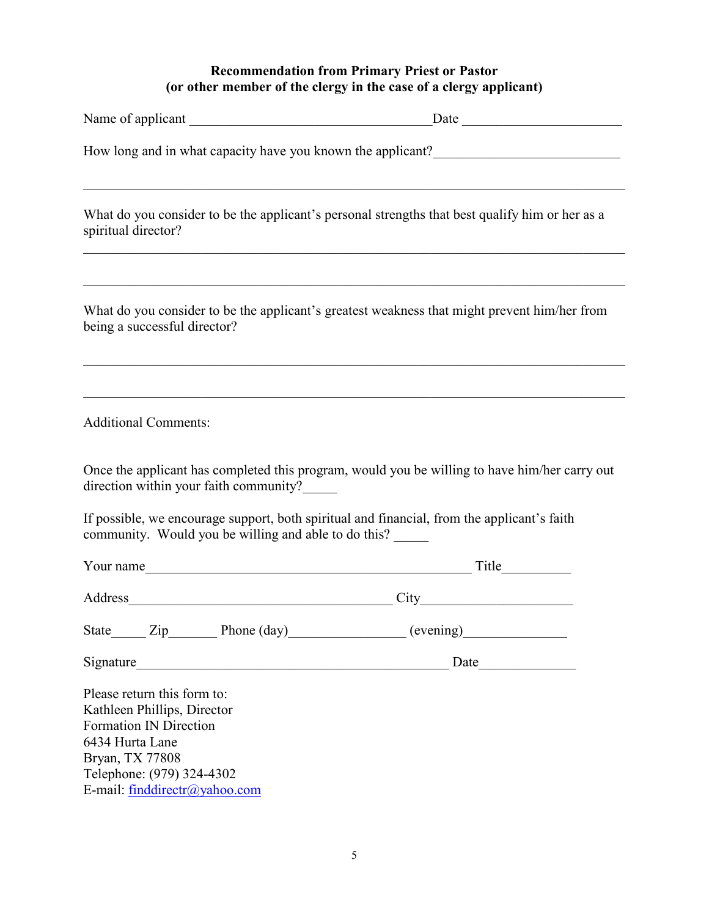**Recommendation from Primary Priest or Pastor**
**(or other member of the clergy in the case of a clergy applicant)**

Name of applicant ____________________________________ Date ______________________

How long and in what capacity have you known the applicant?___________________________

_____________________________________________________________________________

What do you consider to be the applicant's personal strengths that best qualify him or her as a spiritual director?

_____________________________________________________________________________

_____________________________________________________________________________

What do you consider to be the applicant's greatest weakness that might prevent him/her from being a successful director?

_____________________________________________________________________________

_____________________________________________________________________________

Additional Comments:

Once the applicant has completed this program, would you be willing to have him/her carry out direction within your faith community?_____

If possible, we encourage support, both spiritual and financial, from the applicant's faith community. Would you be willing and able to do this? _____

Your name_________________________________________________ Title__________

Address_______________________________________ City______________________

State_____ Zip_______ Phone (day)_________________ (evening)_______________

Signature_____________________________________________ Date______________

Please return this form to:
Kathleen Phillips, Director
Formation IN Direction
6434 Hurta Lane
Bryan, TX 77808
Telephone: (979) 324-4302
E-mail: finddirectr@yahoo.com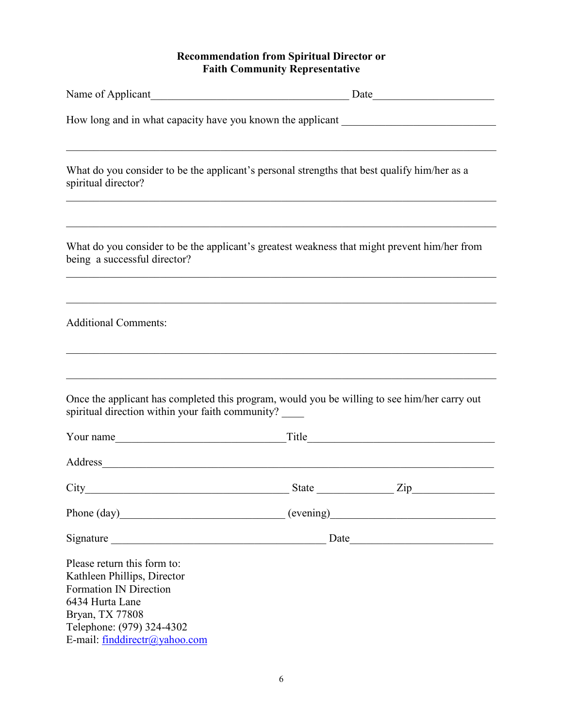**Recommendation from Spiritual Director or**
**Faith Community Representative**

Name of Applicant_____________________________________ Date______________________

How long and in what capacity have you known the applicant _____________________________

_____________________________________________________________________________

What do you consider to be the applicant's personal strengths that best qualify him/her as a spiritual director?

_____________________________________________________________________________

_____________________________________________________________________________

What do you consider to be the applicant's greatest weakness that might prevent him/her from being a successful director?

_____________________________________________________________________________

_____________________________________________________________________________

Additional Comments:

_____________________________________________________________________________

_____________________________________________________________________________

Once the applicant has completed this program, would you be willing to see him/her carry out spiritual direction within your faith community? ____

Your name________________________________Title___________________________________

Address_______________________________________________________________________

City______________________________________ State ______________ Zip_______________

Phone (day)_______________________________ (evening)_______________________________

Signature ________________________________________ Date___________________________

Please return this form to:
Kathleen Phillips, Director
Formation IN Direction
6434 Hurta Lane
Bryan, TX 77808
Telephone: (979) 324-4302
E-mail: finddirectr@yahoo.com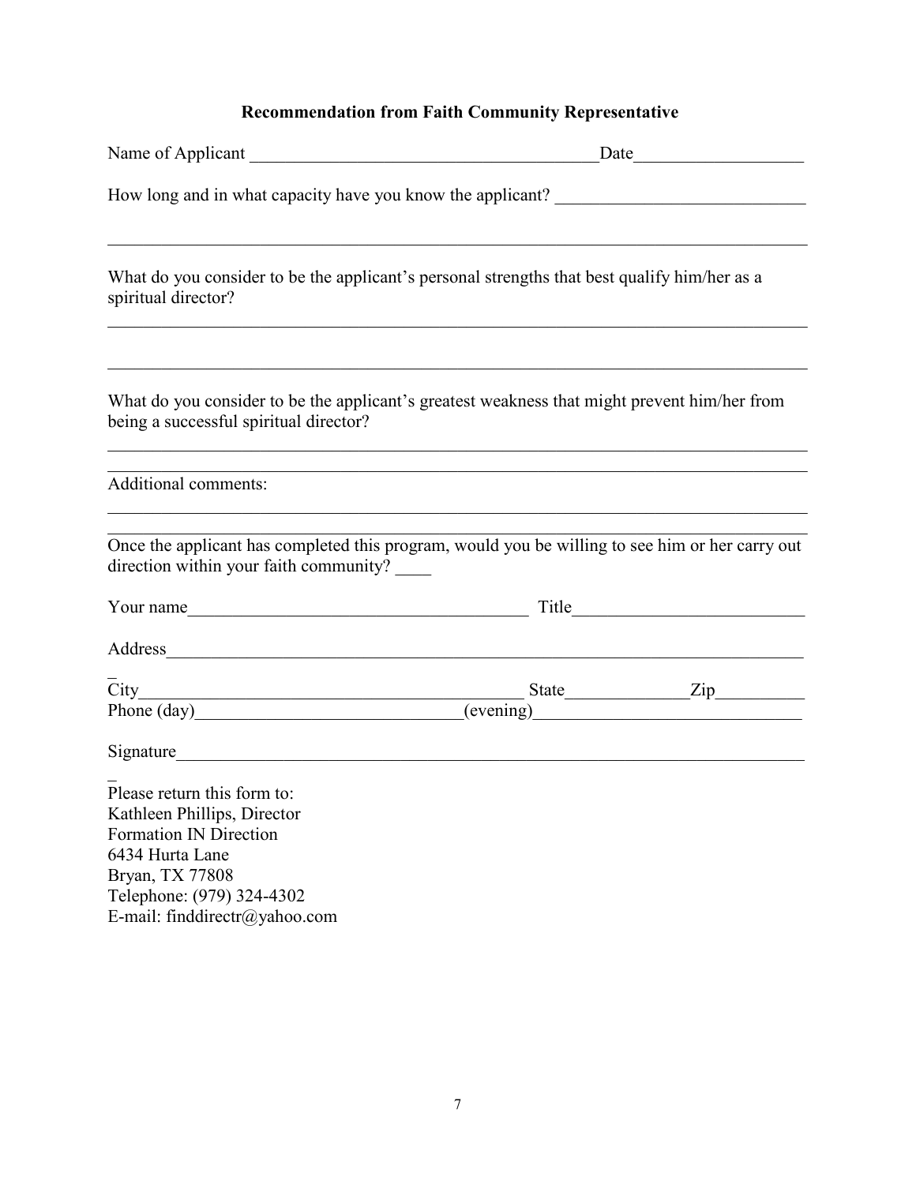## Recommendation from Faith Community Representative

Name of Applicant ________________________________________ Date___________________

How long and in what capacity have you know the applicant? ____________________________

_______________________________________________________________________________

What do you consider to be the applicant's personal strengths that best qualify him/her as a spiritual director?

_______________________________________________________________________________

_______________________________________________________________________________

What do you consider to be the applicant's greatest weakness that might prevent him/her from being a successful spiritual director?

_______________________________________________________________________________

_______________________________________________________________________________

Additional comments:

_______________________________________________________________________________

_______________________________________________________________________________

Once the applicant has completed this program, would you be willing to see him or her carry out direction within your faith community? ____

Your name______________________________________ Title__________________________

Address_________________________________________________________________________

City___________________________________________ State______________Zip__________

Phone (day)_____________________________(evening)_____________________________

Signature_______________________________________________________________________

Please return this form to:
Kathleen Phillips, Director
Formation IN Direction
6434 Hurta Lane
Bryan, TX 77808
Telephone: (979) 324-4302
E-mail: finddirectr@yahoo.com